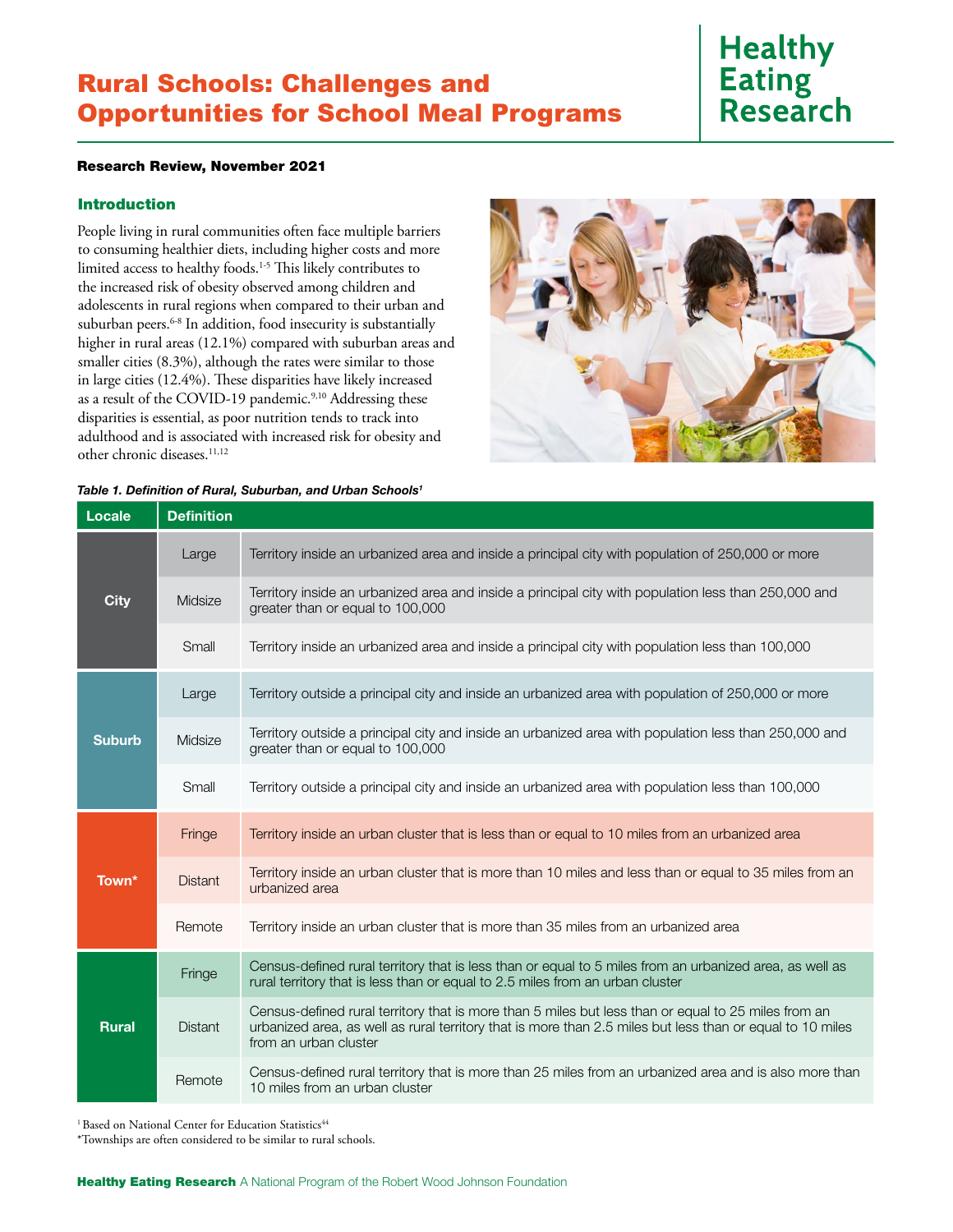# Rural Schools: Challenges and Opportunities for School Meal Programs

Healthy Eating Research

**Research Review, November 2021**

## Introduction

People living in rural communities often face multiple barriers to consuming healthier diets, including higher costs and more limited access to healthy foods.[1-5] This likely contributes to the increased risk of obesity observed among children and adolescents in rural regions when compared to their urban and suburban peers.[6-8] In addition, food insecurity is substantially higher in rural areas (12.1%) compared with suburban areas and smaller cities (8.3%), although the rates were similar to those in large cities (12.4%). These disparities have likely increased as a result of the COVID-19 pandemic.[9,10] Addressing these disparities is essential, as poor nutrition tends to track into adulthood and is associated with increased risk for obesity and other chronic diseases.[11,12]

*Table 1. Definition of Rural, Suburban, and Urban Schools[1]*

| Locale | | Definition |
|---|---|---|
| City | Large | Territory inside an urbanized area and inside a principal city with population of 250,000 or more |
| | Midsize | Territory inside an urbanized area and inside a principal city with population less than 250,000 and greater than or equal to 100,000 |
| | Small | Territory inside an urbanized area and inside a principal city with population less than 100,000 |
| Suburb | Large | Territory outside a principal city and inside an urbanized area with population of 250,000 or more |
| | Midsize | Territory outside a principal city and inside an urbanized area with population less than 250,000 and greater than or equal to 100,000 |
| | Small | Territory outside a principal city and inside an urbanized area with population less than 100,000 |
| Town* | Fringe | Territory inside an urban cluster that is less than or equal to 10 miles from an urbanized area |
| | Distant | Territory inside an urban cluster that is more than 10 miles and less than or equal to 35 miles from an urbanized area |
| | Remote | Territory inside an urban cluster that is more than 35 miles from an urbanized area |
| Rural | Fringe | Census-defined rural territory that is less than or equal to 5 miles from an urbanized area, as well as rural territory that is less than or equal to 2.5 miles from an urban cluster |
| | Distant | Census-defined rural territory that is more than 5 miles but less than or equal to 25 miles from an urbanized area, as well as rural territory that is more than 2.5 miles but less than or equal to 10 miles from an urban cluster |
| | Remote | Census-defined rural territory that is more than 25 miles from an urbanized area and is also more than 10 miles from an urban cluster |

[1] Based on National Center for Education Statistics[44]

*Townships are often considered to be similar to rural schools.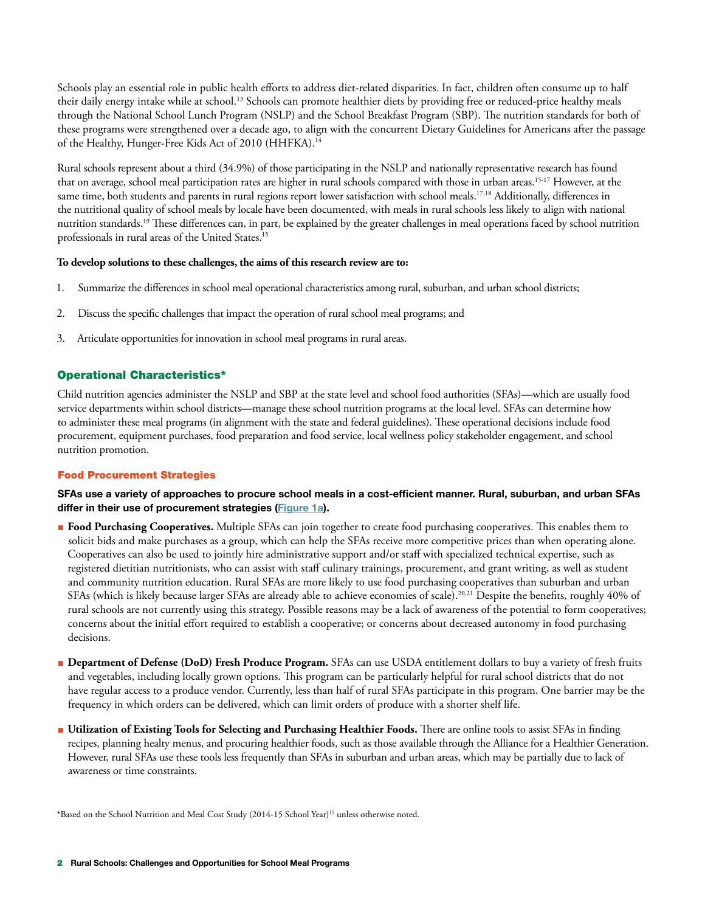Schools play an essential role in public health efforts to address diet-related disparities. In fact, children often consume up to half their daily energy intake while at school.[13] Schools can promote healthier diets by providing free or reduced-price healthy meals through the National School Lunch Program (NSLP) and the School Breakfast Program (SBP). The nutrition standards for both of these programs were strengthened over a decade ago, to align with the concurrent Dietary Guidelines for Americans after the passage of the Healthy, Hunger-Free Kids Act of 2010 (HHFKA).[14]

Rural schools represent about a third (34.9%) of those participating in the NSLP and nationally representative research has found that on average, school meal participation rates are higher in rural schools compared with those in urban areas.[15-17] However, at the same time, both students and parents in rural regions report lower satisfaction with school meals.[17,18] Additionally, differences in the nutritional quality of school meals by locale have been documented, with meals in rural schools less likely to align with national nutrition standards.[19] These differences can, in part, be explained by the greater challenges in meal operations faced by school nutrition professionals in rural areas of the United States.[15]

**To develop solutions to these challenges, the aims of this research review are to:**

1. Summarize the differences in school meal operational characteristics among rural, suburban, and urban school districts;
2. Discuss the specific challenges that impact the operation of rural school meal programs; and
3. Articulate opportunities for innovation in school meal programs in rural areas.

## Operational Characteristics*

Child nutrition agencies administer the NSLP and SBP at the state level and school food authorities (SFAs)—which are usually food service departments within school districts—manage these school nutrition programs at the local level. SFAs can determine how to administer these meal programs (in alignment with the state and federal guidelines). These operational decisions include food procurement, equipment purchases, food preparation and food service, local wellness policy stakeholder engagement, and school nutrition promotion.

### Food Procurement Strategies

**SFAs use a variety of approaches to procure school meals in a cost-efficient manner. Rural, suburban, and urban SFAs differ in their use of procurement strategies (Figure 1a).**

- **Food Purchasing Cooperatives.** Multiple SFAs can join together to create food purchasing cooperatives. This enables them to solicit bids and make purchases as a group, which can help the SFAs receive more competitive prices than when operating alone. Cooperatives can also be used to jointly hire administrative support and/or staff with specialized technical expertise, such as registered dietitian nutritionists, who can assist with staff culinary trainings, procurement, and grant writing, as well as student and community nutrition education. Rural SFAs are more likely to use food purchasing cooperatives than suburban and urban SFAs (which is likely because larger SFAs are already able to achieve economies of scale).[20,21] Despite the benefits, roughly 40% of rural schools are not currently using this strategy. Possible reasons may be a lack of awareness of the potential to form cooperatives; concerns about the initial effort required to establish a cooperative; or concerns about decreased autonomy in food purchasing decisions.

- **Department of Defense (DoD) Fresh Produce Program.** SFAs can use USDA entitlement dollars to buy a variety of fresh fruits and vegetables, including locally grown options. This program can be particularly helpful for rural school districts that do not have regular access to a produce vendor. Currently, less than half of rural SFAs participate in this program. One barrier may be the frequency in which orders can be delivered, which can limit orders of produce with a shorter shelf life.

- **Utilization of Existing Tools for Selecting and Purchasing Healthier Foods.** There are online tools to assist SFAs in finding recipes, planning healty menus, and procuring healthier foods, such as those available through the Alliance for a Healthier Generation. However, rural SFAs use these tools less frequently than SFAs in suburban and urban areas, which may be partially due to lack of awareness or time constraints.

*Based on the School Nutrition and Meal Cost Study (2014-15 School Year)[15] unless otherwise noted.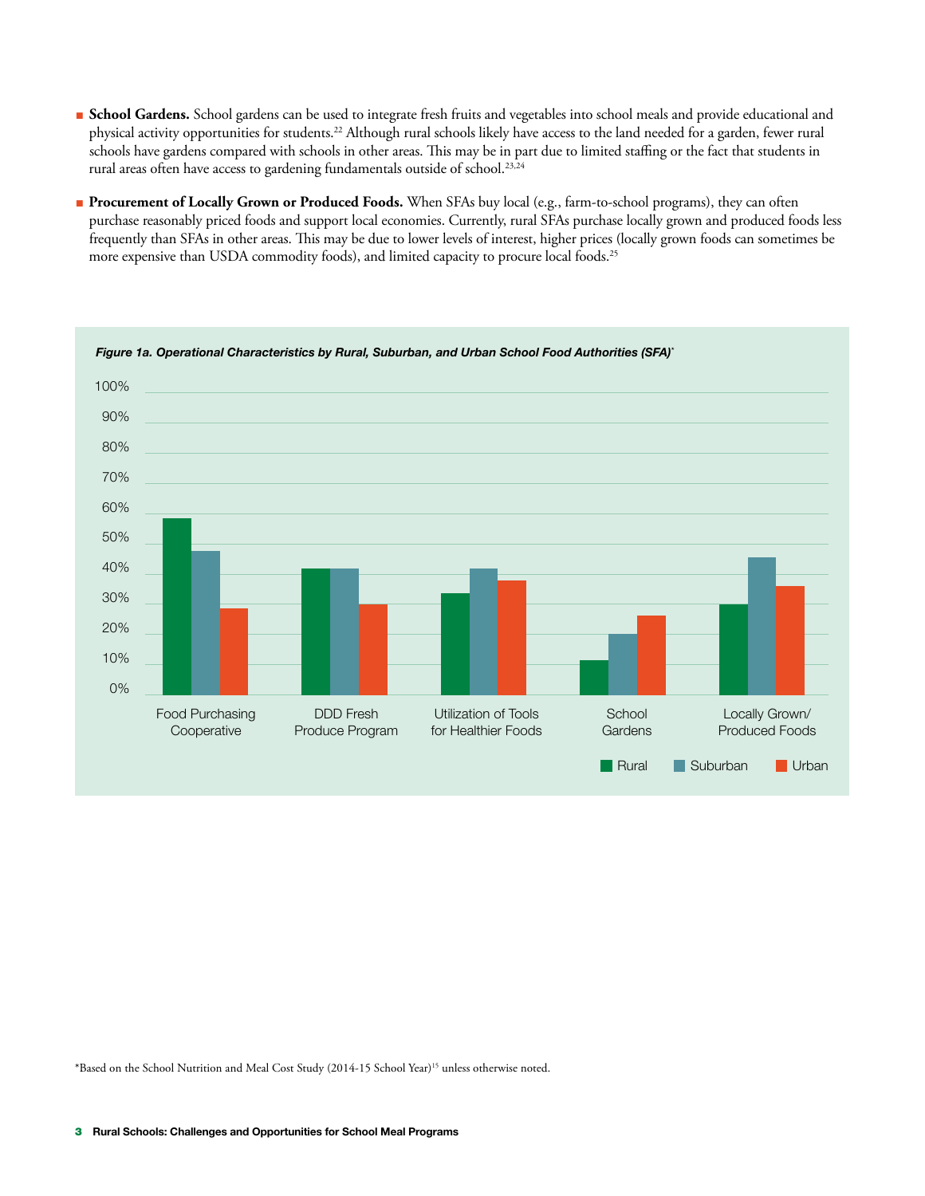- **School Gardens.** School gardens can be used to integrate fresh fruits and vegetables into school meals and provide educational and physical activity opportunities for students.[22] Although rural schools likely have access to the land needed for a garden, fewer rural schools have gardens compared with schools in other areas. This may be in part due to limited staffing or the fact that students in rural areas often have access to gardening fundamentals outside of school.[23,24]

- **Procurement of Locally Grown or Produced Foods.** When SFAs buy local (e.g., farm-to-school programs), they can often purchase reasonably priced foods and support local economies. Currently, rural SFAs purchase locally grown and produced foods less frequently than SFAs in other areas. This may be due to lower levels of interest, higher prices (locally grown foods can sometimes be more expensive than USDA commodity foods), and limited capacity to procure local foods.[25]

*Figure 1a. Operational Characteristics by Rural, Suburban, and Urban School Food Authorities (SFA)*\*

| | Rural | Suburban | Urban |
|---|---|---|---|
| Food Purchasing Cooperative | ~58% | ~48% | ~29% |
| DDD Fresh Produce Program | ~42% | ~42% | ~30% |
| Utilization of Tools for Healthier Foods | ~34% | ~42% | ~38% |
| School Gardens | ~12% | ~20% | ~26% |
| Locally Grown/ Produced Foods | ~30% | ~46% | ~36% |

\*Based on the School Nutrition and Meal Cost Study (2014-15 School Year)[15] unless otherwise noted.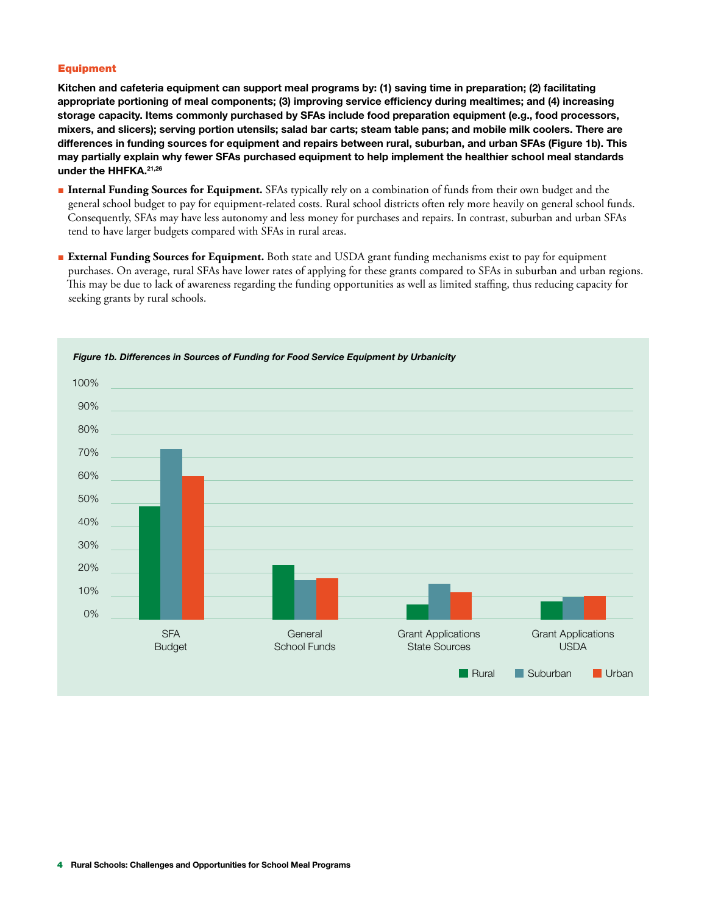### Equipment

**Kitchen and cafeteria equipment can support meal programs by: (1) saving time in preparation; (2) facilitating appropriate portioning of meal components; (3) improving service efficiency during mealtimes; and (4) increasing storage capacity. Items commonly purchased by SFAs include food preparation equipment (e.g., food processors, mixers, and slicers); serving portion utensils; salad bar carts; steam table pans; and mobile milk coolers. There are differences in funding sources for equipment and repairs between rural, suburban, and urban SFAs (Figure 1b). This may partially explain why fewer SFAs purchased equipment to help implement the healthier school meal standards under the HHFKA.[21,26]**

- **Internal Funding Sources for Equipment.** SFAs typically rely on a combination of funds from their own budget and the general school budget to pay for equipment-related costs. Rural school districts often rely more heavily on general school funds. Consequently, SFAs may have less autonomy and less money for purchases and repairs. In contrast, suburban and urban SFAs tend to have larger budgets compared with SFAs in rural areas.

- **External Funding Sources for Equipment.** Both state and USDA grant funding mechanisms exist to pay for equipment purchases. On average, rural SFAs have lower rates of applying for these grants compared to SFAs in suburban and urban regions. This may be due to lack of awareness regarding the funding opportunities as well as limited staffing, thus reducing capacity for seeking grants by rural schools.

*Figure 1b. Differences in Sources of Funding for Food Service Equipment by Urbanicity*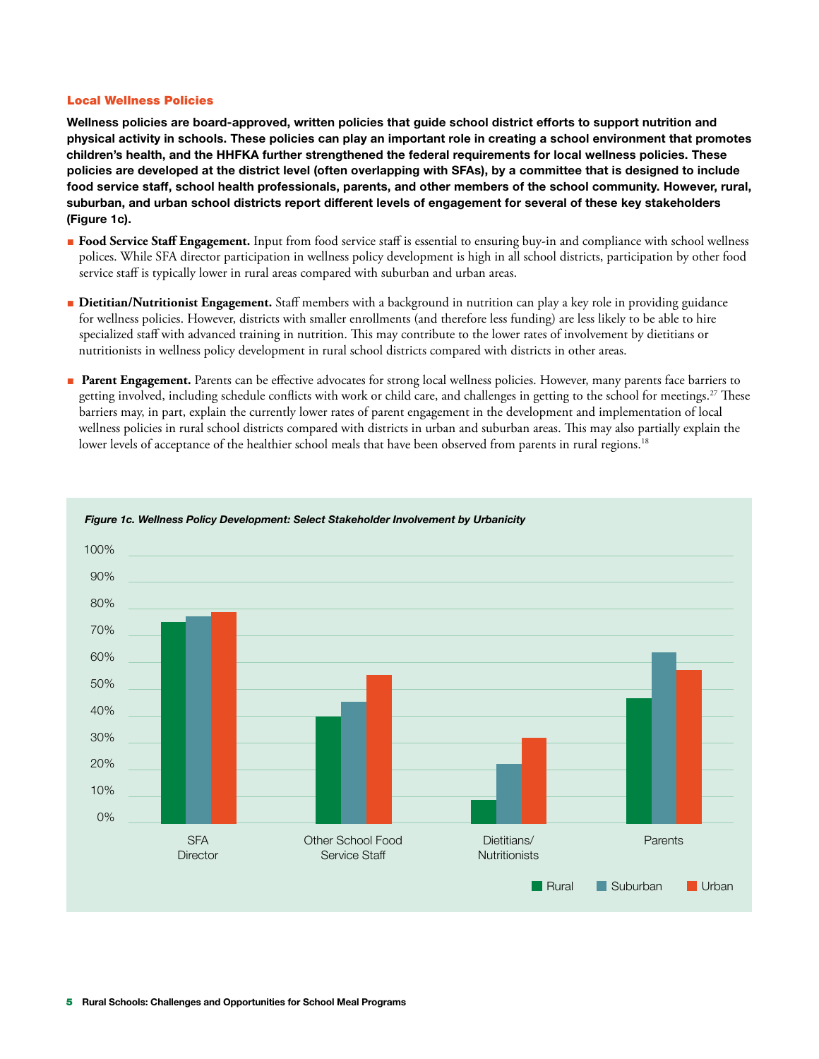### Local Wellness Policies

**Wellness policies are board-approved, written policies that guide school district efforts to support nutrition and physical activity in schools. These policies can play an important role in creating a school environment that promotes children's health, and the HHFKA further strengthened the federal requirements for local wellness policies. These policies are developed at the district level (often overlapping with SFAs), by a committee that is designed to include food service staff, school health professionals, parents, and other members of the school community. However, rural, suburban, and urban school districts report different levels of engagement for several of these key stakeholders (Figure 1c).**

- **Food Service Staff Engagement.** Input from food service staff is essential to ensuring buy-in and compliance with school wellness polices. While SFA director participation in wellness policy development is high in all school districts, participation by other food service staff is typically lower in rural areas compared with suburban and urban areas.
- **Dietitian/Nutritionist Engagement.** Staff members with a background in nutrition can play a key role in providing guidance for wellness policies. However, districts with smaller enrollments (and therefore less funding) are less likely to be able to hire specialized staff with advanced training in nutrition. This may contribute to the lower rates of involvement by dietitians or nutritionists in wellness policy development in rural school districts compared with districts in other areas.
- **Parent Engagement.** Parents can be effective advocates for strong local wellness policies. However, many parents face barriers to getting involved, including schedule conflicts with work or child care, and challenges in getting to the school for meetings.[27] These barriers may, in part, explain the currently lower rates of parent engagement in the development and implementation of local wellness policies in rural school districts compared with districts in urban and suburban areas. This may also partially explain the lower levels of acceptance of the healthier school meals that have been observed from parents in rural regions.[18]

*Figure 1c. Wellness Policy Development: Select Stakeholder Involvement by Urbanicity*

| | Rural | Suburban | Urban |
|---|---|---|---|
| SFA Director | ~75% | ~77% | ~79% |
| Other School Food Service Staff | ~40% | ~45% | ~55% |
| Dietitians/ Nutritionists | ~9% | ~22% | ~32% |
| Parents | ~47% | ~64% | ~57% |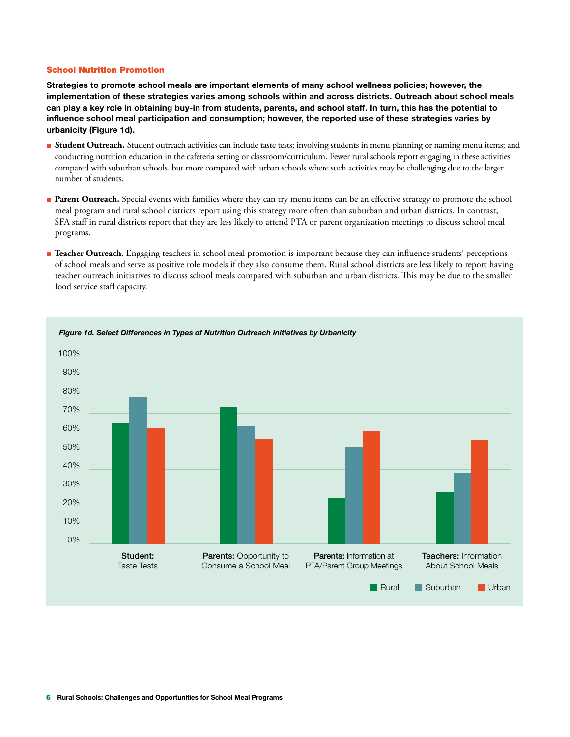## School Nutrition Promotion

**Strategies to promote school meals are important elements of many school wellness policies; however, the implementation of these strategies varies among schools within and across districts. Outreach about school meals can play a key role in obtaining buy-in from students, parents, and school staff. In turn, this has the potential to influence school meal participation and consumption; however, the reported use of these strategies varies by urbanicity (Figure 1d).**

- **Student Outreach.** Student outreach activities can include taste tests; involving students in menu planning or naming menu items; and conducting nutrition education in the cafeteria setting or classroom/curriculum. Fewer rural schools report engaging in these activities compared with suburban schools, but more compared with urban schools where such activities may be challenging due to the larger number of students.
- **Parent Outreach.** Special events with families where they can try menu items can be an effective strategy to promote the school meal program and rural school districts report using this strategy more often than suburban and urban districts. In contrast, SFA staff in rural districts report that they are less likely to attend PTA or parent organization meetings to discuss school meal programs.
- **Teacher Outreach.** Engaging teachers in school meal promotion is important because they can influence students' perceptions of school meals and serve as positive role models if they also consume them. Rural school districts are less likely to report having teacher outreach initiatives to discuss school meals compared with suburban and urban districts. This may be due to the smaller food service staff capacity.

*Figure 1d. Select Differences in Types of Nutrition Outreach Initiatives by Urbanicity*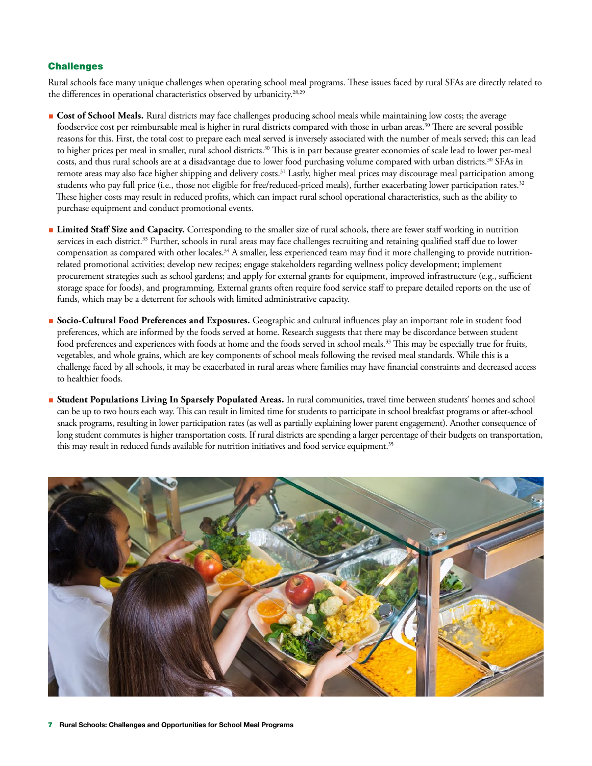## Challenges

Rural schools face many unique challenges when operating school meal programs. These issues faced by rural SFAs are directly related to the differences in operational characteristics observed by urbanicity.[28,29]

- **Cost of School Meals.** Rural districts may face challenges producing school meals while maintaining low costs; the average foodservice cost per reimbursable meal is higher in rural districts compared with those in urban areas.[30] There are several possible reasons for this. First, the total cost to prepare each meal served is inversely associated with the number of meals served; this can lead to higher prices per meal in smaller, rural school districts.[30] This is in part because greater economies of scale lead to lower per-meal costs, and thus rural schools are at a disadvantage due to lower food purchasing volume compared with urban districts.[30] SFAs in remote areas may also face higher shipping and delivery costs.[31] Lastly, higher meal prices may discourage meal participation among students who pay full price (i.e., those not eligible for free/reduced-priced meals), further exacerbating lower participation rates.[32] These higher costs may result in reduced profits, which can impact rural school operational characteristics, such as the ability to purchase equipment and conduct promotional events.

- **Limited Staff Size and Capacity.** Corresponding to the smaller size of rural schools, there are fewer staff working in nutrition services in each district.[33] Further, schools in rural areas may face challenges recruiting and retaining qualified staff due to lower compensation as compared with other locales.[34] A smaller, less experienced team may find it more challenging to provide nutrition-related promotional activities; develop new recipes; engage stakeholders regarding wellness policy development; implement procurement strategies such as school gardens; and apply for external grants for equipment, improved infrastructure (e.g., sufficient storage space for foods), and programming. External grants often require food service staff to prepare detailed reports on the use of funds, which may be a deterrent for schools with limited administrative capacity.

- **Socio-Cultural Food Preferences and Exposures.** Geographic and cultural influences play an important role in student food preferences, which are informed by the foods served at home. Research suggests that there may be discordance between student food preferences and experiences with foods at home and the foods served in school meals.[33] This may be especially true for fruits, vegetables, and whole grains, which are key components of school meals following the revised meal standards. While this is a challenge faced by all schools, it may be exacerbated in rural areas where families may have financial constraints and decreased access to healthier foods.

- **Student Populations Living In Sparsely Populated Areas.** In rural communities, travel time between students' homes and school can be up to two hours each way. This can result in limited time for students to participate in school breakfast programs or after-school snack programs, resulting in lower participation rates (as well as partially explaining lower parent engagement). Another consequence of long student commutes is higher transportation costs. If rural districts are spending a larger percentage of their budgets on transportation, this may result in reduced funds available for nutrition initiatives and food service equipment.[35]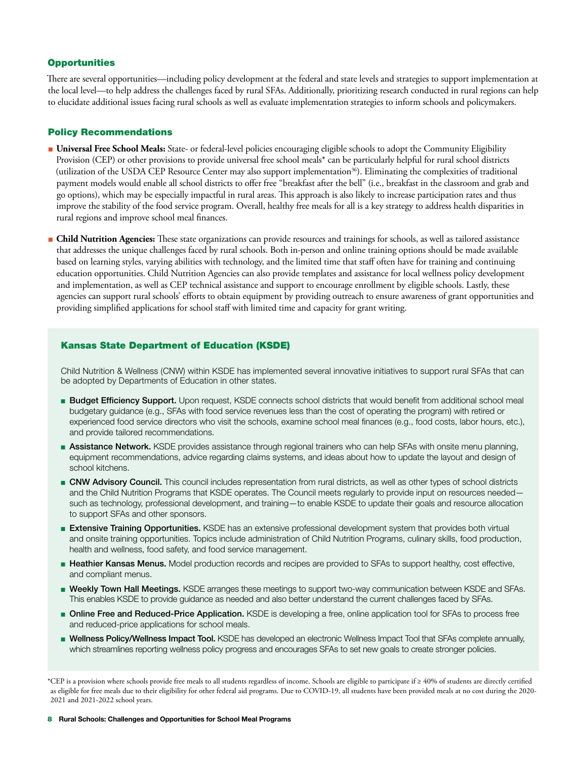## Opportunities

There are several opportunities—including policy development at the federal and state levels and strategies to support implementation at the local level—to help address the challenges faced by rural SFAs. Additionally, prioritizing research conducted in rural regions can help to elucidate additional issues facing rural schools as well as evaluate implementation strategies to inform schools and policymakers.

## Policy Recommendations

- **Universal Free School Meals:** State- or federal-level policies encouraging eligible schools to adopt the Community Eligibility Provision (CEP) or other provisions to provide universal free school meals* can be particularly helpful for rural school districts (utilization of the USDA CEP Resource Center may also support implementation[36]). Eliminating the complexities of traditional payment models would enable all school districts to offer free "breakfast after the bell" (i.e., breakfast in the classroom and grab and go options), which may be especially impactful in rural areas. This approach is also likely to increase participation rates and thus improve the stability of the food service program. Overall, healthy free meals for all is a key strategy to address health disparities in rural regions and improve school meal finances.
- **Child Nutrition Agencies:** These state organizations can provide resources and trainings for schools, as well as tailored assistance that addresses the unique challenges faced by rural schools. Both in-person and online training options should be made available based on learning styles, varying abilities with technology, and the limited time that staff often have for training and continuing education opportunities. Child Nutrition Agencies can also provide templates and assistance for local wellness policy development and implementation, as well as CEP technical assistance and support to encourage enrollment by eligible schools. Lastly, these agencies can support rural schools' efforts to obtain equipment by providing outreach to ensure awareness of grant opportunities and providing simplified applications for school staff with limited time and capacity for grant writing.

### Kansas State Department of Education (KSDE)

Child Nutrition & Wellness (CNW) within KSDE has implemented several innovative initiatives to support rural SFAs that can be adopted by Departments of Education in other states.

- **Budget Efficiency Support.** Upon request, KSDE connects school districts that would benefit from additional school meal budgetary guidance (e.g., SFAs with food service revenues less than the cost of operating the program) with retired or experienced food service directors who visit the schools, examine school meal finances (e.g., food costs, labor hours, etc.), and provide tailored recommendations.
- **Assistance Network.** KSDE provides assistance through regional trainers who can help SFAs with onsite menu planning, equipment recommendations, advice regarding claims systems, and ideas about how to update the layout and design of school kitchens.
- **CNW Advisory Council.** This council includes representation from rural districts, as well as other types of school districts and the Child Nutrition Programs that KSDE operates. The Council meets regularly to provide input on resources needed—such as technology, professional development, and training—to enable KSDE to update their goals and resource allocation to support SFAs and other sponsors.
- **Extensive Training Opportunities.** KSDE has an extensive professional development system that provides both virtual and onsite training opportunities. Topics include administration of Child Nutrition Programs, culinary skills, food production, health and wellness, food safety, and food service management.
- **Heathier Kansas Menus.** Model production records and recipes are provided to SFAs to support healthy, cost effective, and compliant menus.
- **Weekly Town Hall Meetings.** KSDE arranges these meetings to support two-way communication between KSDE and SFAs. This enables KSDE to provide guidance as needed and also better understand the current challenges faced by SFAs.
- **Online Free and Reduced-Price Application.** KSDE is developing a free, online application tool for SFAs to process free and reduced-price applications for school meals.
- **Wellness Policy/Wellness Impact Tool.** KSDE has developed an electronic Wellness Impact Tool that SFAs complete annually, which streamlines reporting wellness policy progress and encourages SFAs to set new goals to create stronger policies.

*CEP is a provision where schools provide free meals to all students regardless of income. Schools are eligible to participate if ≥ 40% of students are directly certified as eligible for free meals due to their eligibility for other federal aid programs. Due to COVID-19, all students have been provided meals at no cost during the 2020-2021 and 2021-2022 school years.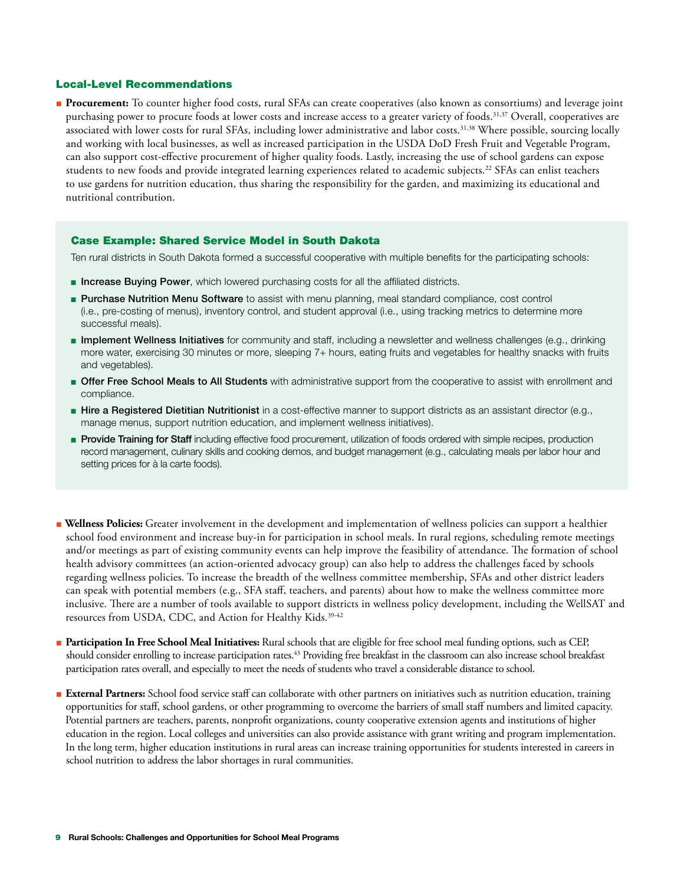## Local-Level Recommendations

- **Procurement:** To counter higher food costs, rural SFAs can create cooperatives (also known as consortiums) and leverage joint purchasing power to procure foods at lower costs and increase access to a greater variety of foods.[31,37] Overall, cooperatives are associated with lower costs for rural SFAs, including lower administrative and labor costs.[31,38] Where possible, sourcing locally and working with local businesses, as well as increased participation in the USDA DoD Fresh Fruit and Vegetable Program, can also support cost-effective procurement of higher quality foods. Lastly, increasing the use of school gardens can expose students to new foods and provide integrated learning experiences related to academic subjects.[22] SFAs can enlist teachers to use gardens for nutrition education, thus sharing the responsibility for the garden, and maximizing its educational and nutritional contribution.

### Case Example: Shared Service Model in South Dakota

Ten rural districts in South Dakota formed a successful cooperative with multiple benefits for the participating schools:

- **Increase Buying Power**, which lowered purchasing costs for all the affiliated districts.
- **Purchase Nutrition Menu Software** to assist with menu planning, meal standard compliance, cost control (i.e., pre-costing of menus), inventory control, and student approval (i.e., using tracking metrics to determine more successful meals).
- **Implement Wellness Initiatives** for community and staff, including a newsletter and wellness challenges (e.g., drinking more water, exercising 30 minutes or more, sleeping 7+ hours, eating fruits and vegetables for healthy snacks with fruits and vegetables).
- **Offer Free School Meals to All Students** with administrative support from the cooperative to assist with enrollment and compliance.
- **Hire a Registered Dietitian Nutritionist** in a cost-effective manner to support districts as an assistant director (e.g., manage menus, support nutrition education, and implement wellness initiatives).
- **Provide Training for Staff** including effective food procurement, utilization of foods ordered with simple recipes, production record management, culinary skills and cooking demos, and budget management (e.g., calculating meals per labor hour and setting prices for à la carte foods).

- **Wellness Policies:** Greater involvement in the development and implementation of wellness policies can support a healthier school food environment and increase buy-in for participation in school meals. In rural regions, scheduling remote meetings and/or meetings as part of existing community events can help improve the feasibility of attendance. The formation of school health advisory committees (an action-oriented advocacy group) can also help to address the challenges faced by schools regarding wellness policies. To increase the breadth of the wellness committee membership, SFAs and other district leaders can speak with potential members (e.g., SFA staff, teachers, and parents) about how to make the wellness committee more inclusive. There are a number of tools available to support districts in wellness policy development, including the WellSAT and resources from USDA, CDC, and Action for Healthy Kids.[39-42]
- **Participation In Free School Meal Initiatives:** Rural schools that are eligible for free school meal funding options, such as CEP, should consider enrolling to increase participation rates.[43] Providing free breakfast in the classroom can also increase school breakfast participation rates overall, and especially to meet the needs of students who travel a considerable distance to school.
- **External Partners:** School food service staff can collaborate with other partners on initiatives such as nutrition education, training opportunities for staff, school gardens, or other programming to overcome the barriers of small staff numbers and limited capacity. Potential partners are teachers, parents, nonprofit organizations, county cooperative extension agents and institutions of higher education in the region. Local colleges and universities can also provide assistance with grant writing and program implementation. In the long term, higher education institutions in rural areas can increase training opportunities for students interested in careers in school nutrition to address the labor shortages in rural communities.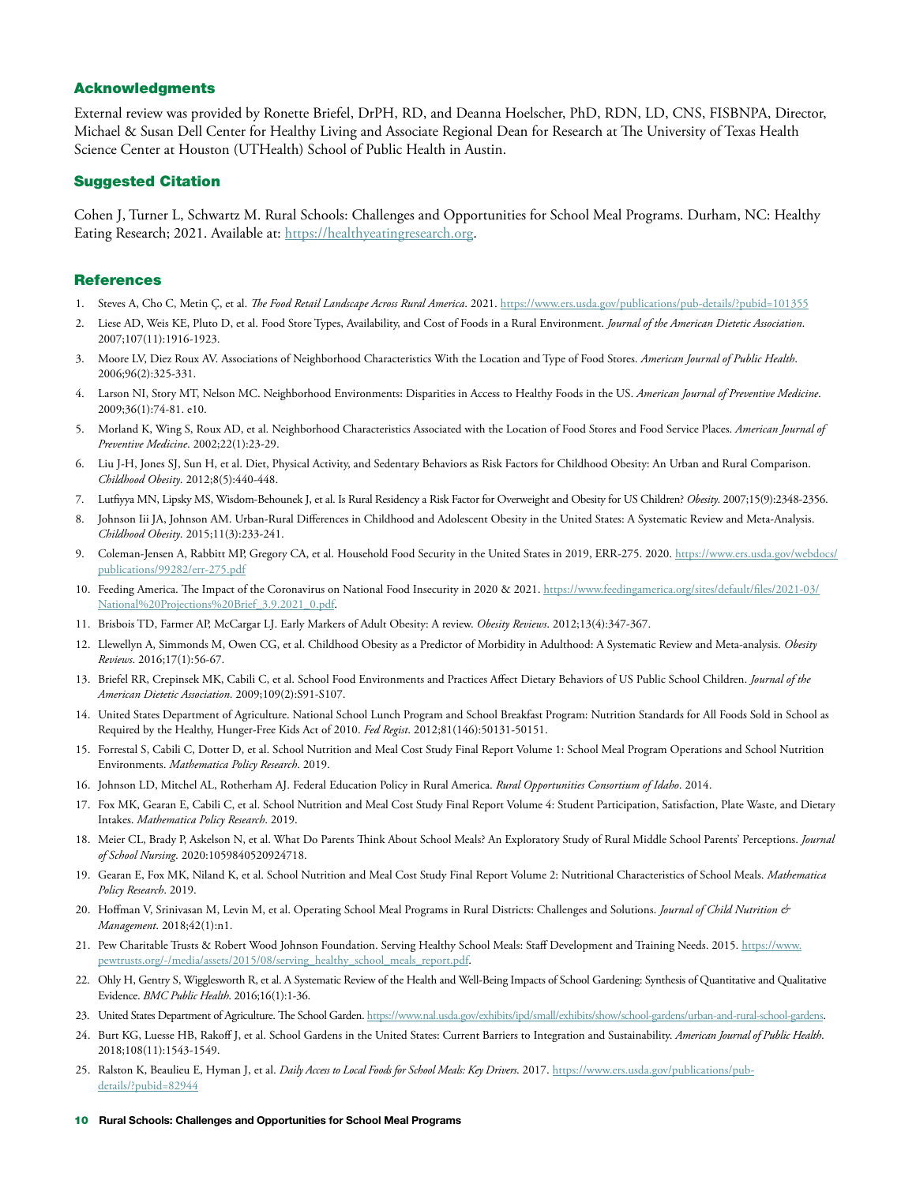## Acknowledgments

External review was provided by Ronette Briefel, DrPH, RD, and Deanna Hoelscher, PhD, RDN, LD, CNS, FISBNPA, Director, Michael & Susan Dell Center for Healthy Living and Associate Regional Dean for Research at The University of Texas Health Science Center at Houston (UTHealth) School of Public Health in Austin.

## Suggested Citation

Cohen J, Turner L, Schwartz M. Rural Schools: Challenges and Opportunities for School Meal Programs. Durham, NC: Healthy Eating Research; 2021. Available at: https://healthyeatingresearch.org.

## References

1. Steves A, Cho C, Metin Ç, et al. *The Food Retail Landscape Across Rural America*. 2021. https://www.ers.usda.gov/publications/pub-details/?pubid=101355
2. Liese AD, Weis KE, Pluto D, et al. Food Store Types, Availability, and Cost of Foods in a Rural Environment. *Journal of the American Dietetic Association*. 2007;107(11):1916-1923.
3. Moore LV, Diez Roux AV. Associations of Neighborhood Characteristics With the Location and Type of Food Stores. *American Journal of Public Health*. 2006;96(2):325-331.
4. Larson NI, Story MT, Nelson MC. Neighborhood Environments: Disparities in Access to Healthy Foods in the US. *American Journal of Preventive Medicine*. 2009;36(1):74-81. e10.
5. Morland K, Wing S, Roux AD, et al. Neighborhood Characteristics Associated with the Location of Food Stores and Food Service Places. *American Journal of Preventive Medicine*. 2002;22(1):23-29.
6. Liu J-H, Jones SJ, Sun H, et al. Diet, Physical Activity, and Sedentary Behaviors as Risk Factors for Childhood Obesity: An Urban and Rural Comparison. *Childhood Obesity*. 2012;8(5):440-448.
7. Lutfiyya MN, Lipsky MS, Wisdom-Behounek J, et al. Is Rural Residency a Risk Factor for Overweight and Obesity for US Children? *Obesity*. 2007;15(9):2348-2356.
8. Johnson Iii JA, Johnson AM. Urban-Rural Differences in Childhood and Adolescent Obesity in the United States: A Systematic Review and Meta-Analysis. *Childhood Obesity*. 2015;11(3):233-241.
9. Coleman-Jensen A, Rabbitt MP, Gregory CA, et al. Household Food Security in the United States in 2019, ERR-275. 2020. https://www.ers.usda.gov/webdocs/publications/99282/err-275.pdf
10. Feeding America. The Impact of the Coronavirus on National Food Insecurity in 2020 & 2021. https://www.feedingamerica.org/sites/default/files/2021-03/National%20Projections%20Brief_3.9.2021_0.pdf.
11. Brisbois TD, Farmer AP, McCargar LJ. Early Markers of Adult Obesity: A review. *Obesity Reviews*. 2012;13(4):347-367.
12. Llewellyn A, Simmonds M, Owen CG, et al. Childhood Obesity as a Predictor of Morbidity in Adulthood: A Systematic Review and Meta-analysis. *Obesity Reviews*. 2016;17(1):56-67.
13. Briefel RR, Crepinsek MK, Cabili C, et al. School Food Environments and Practices Affect Dietary Behaviors of US Public School Children. *Journal of the American Dietetic Association*. 2009;109(2):S91-S107.
14. United States Department of Agriculture. National School Lunch Program and School Breakfast Program: Nutrition Standards for All Foods Sold in School as Required by the Healthy, Hunger-Free Kids Act of 2010. *Fed Regist*. 2012;81(146):50131-50151.
15. Forrestal S, Cabili C, Dotter D, et al. School Nutrition and Meal Cost Study Final Report Volume 1: School Meal Program Operations and School Nutrition Environments. *Mathematica Policy Research*. 2019.
16. Johnson LD, Mitchel AL, Rotherham AJ. Federal Education Policy in Rural America. *Rural Opportunities Consortium of Idaho*. 2014.
17. Fox MK, Gearan E, Cabili C, et al. School Nutrition and Meal Cost Study Final Report Volume 4: Student Participation, Satisfaction, Plate Waste, and Dietary Intakes. *Mathematica Policy Research*. 2019.
18. Meier CL, Brady P, Askelson N, et al. What Do Parents Think About School Meals? An Exploratory Study of Rural Middle School Parents' Perceptions. *Journal of School Nursing*. 2020:1059840520924718.
19. Gearan E, Fox MK, Niland K, et al. School Nutrition and Meal Cost Study Final Report Volume 2: Nutritional Characteristics of School Meals. *Mathematica Policy Research*. 2019.
20. Hoffman V, Srinivasan M, Levin M, et al. Operating School Meal Programs in Rural Districts: Challenges and Solutions. *Journal of Child Nutrition & Management*. 2018;42(1):n1.
21. Pew Charitable Trusts & Robert Wood Johnson Foundation. Serving Healthy School Meals: Staff Development and Training Needs. 2015. https://www.pewtrusts.org/-/media/assets/2015/08/serving_healthy_school_meals_report.pdf.
22. Ohly H, Gentry S, Wigglesworth R, et al. A Systematic Review of the Health and Well-Being Impacts of School Gardening: Synthesis of Quantitative and Qualitative Evidence. *BMC Public Health*. 2016;16(1):1-36.
23. United States Department of Agriculture. The School Garden. https://www.nal.usda.gov/exhibits/ipd/small/exhibits/show/school-gardens/urban-and-rural-school-gardens.
24. Burt KG, Luesse HB, Rakoff J, et al. School Gardens in the United States: Current Barriers to Integration and Sustainability. *American Journal of Public Health*. 2018;108(11):1543-1549.
25. Ralston K, Beaulieu E, Hyman J, et al. *Daily Access to Local Foods for School Meals: Key Drivers*. 2017. https://www.ers.usda.gov/publications/pub-details/?pubid=82944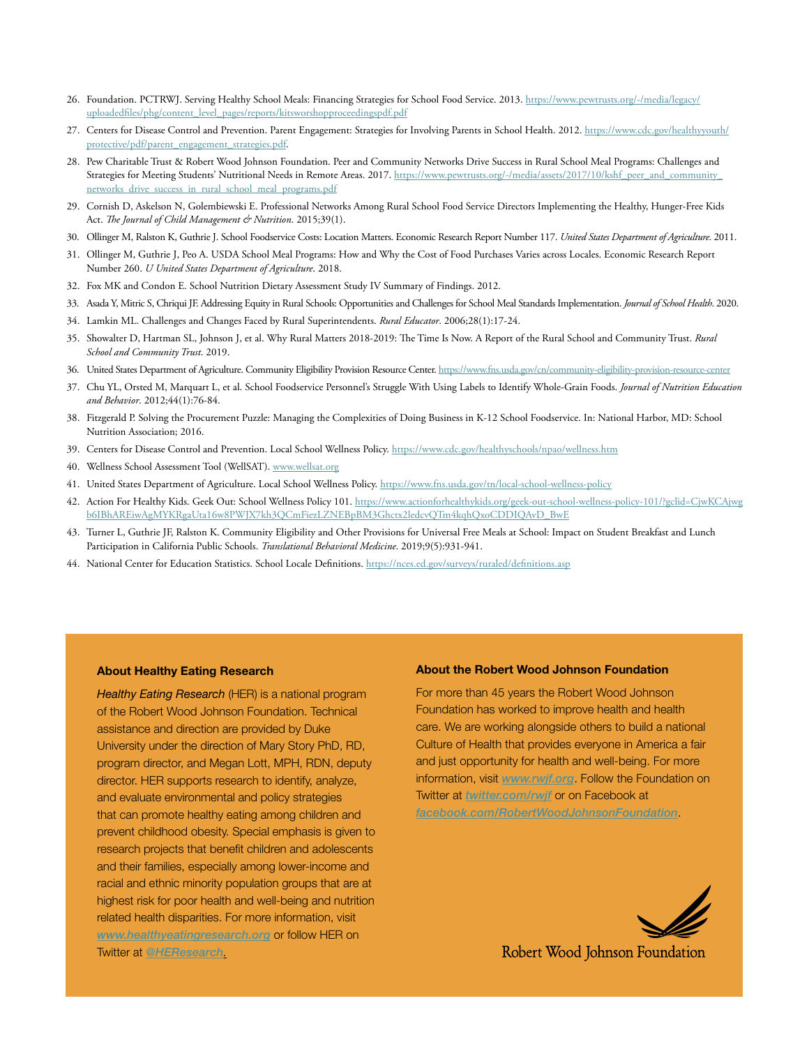26. Foundation. PCTRWJ. Serving Healthy School Meals: Financing Strategies for School Food Service. 2013. https://www.pewtrusts.org/-/media/legacy/uploadedfiles/phg/content_level_pages/reports/kitsworshopproceedingspdf.pdf
27. Centers for Disease Control and Prevention. Parent Engagement: Strategies for Involving Parents in School Health. 2012. https://www.cdc.gov/healthyyouth/protective/pdf/parent_engagement_strategies.pdf.
28. Pew Charitable Trust & Robert Wood Johnson Foundation. Peer and Community Networks Drive Success in Rural School Meal Programs: Challenges and Strategies for Meeting Students' Nutritional Needs in Remote Areas. 2017. https://www.pewtrusts.org/-/media/assets/2017/10/kshf_peer_and_community_networks_drive_success_in_rural_school_meal_programs.pdf
29. Cornish D, Askelson N, Golembiewski E. Professional Networks Among Rural School Food Service Directors Implementing the Healthy, Hunger-Free Kids Act. *The Journal of Child Management & Nutrition*. 2015;39(1).
30. Ollinger M, Ralston K, Guthrie J. School Foodservice Costs: Location Matters. Economic Research Report Number 117. *United States Department of Agriculture*. 2011.
31. Ollinger M, Guthrie J, Peo A. USDA School Meal Programs: How and Why the Cost of Food Purchases Varies across Locales. Economic Research Report Number 260. *U United States Department of Agriculture*. 2018.
32. Fox MK and Condon E. School Nutrition Dietary Assessment Study IV Summary of Findings. 2012.
33. Asada Y, Mitric S, Chriqui JF. Addressing Equity in Rural Schools: Opportunities and Challenges for School Meal Standards Implementation. *Journal of School Health*. 2020.
34. Lamkin ML. Challenges and Changes Faced by Rural Superintendents. *Rural Educator*. 2006;28(1):17-24.
35. Showalter D, Hartman SL, Johnson J, et al. Why Rural Matters 2018-2019: The Time Is Now. A Report of the Rural School and Community Trust. *Rural School and Community Trust*. 2019.
36. United States Department of Agriculture. Community Eligibility Provision Resource Center. https://www.fns.usda.gov/cn/community-eligibility-provision-resource-center
37. Chu YL, Orsted M, Marquart L, et al. School Foodservice Personnel's Struggle With Using Labels to Identify Whole-Grain Foods. *Journal of Nutrition Education and Behavior*. 2012;44(1):76-84.
38. Fitzgerald P. Solving the Procurement Puzzle: Managing the Complexities of Doing Business in K-12 School Foodservice. In: National Harbor, MD: School Nutrition Association; 2016.
39. Centers for Disease Control and Prevention. Local School Wellness Policy. https://www.cdc.gov/healthyschools/npao/wellness.htm
40. Wellness School Assessment Tool (WellSAT). www.wellsat.org
41. United States Department of Agriculture. Local School Wellness Policy. https://www.fns.usda.gov/tn/local-school-wellness-policy
42. Action For Healthy Kids. Geek Out: School Wellness Policy 101. https://www.actionforhealthykids.org/geek-out-school-wellness-policy-101/?gclid=CjwKCAjwgb6IBhAREiwAgMYKRgaUta16w8PWJX7kh3QCmFiezLZNEBpBM3Ghctx2ledcvQTm4kqhQxoCDDIQAvD_BwE
43. Turner L, Guthrie JF, Ralston K. Community Eligibility and Other Provisions for Universal Free Meals at School: Impact on Student Breakfast and Lunch Participation in California Public Schools. *Translational Behavioral Medicine*. 2019;9(5):931-941.
44. National Center for Education Statistics. School Locale Definitions. https://nces.ed.gov/surveys/ruraled/definitions.asp

### About Healthy Eating Research

*Healthy Eating Research* (HER) is a national program of the Robert Wood Johnson Foundation. Technical assistance and direction are provided by Duke University under the direction of Mary Story PhD, RD, program director, and Megan Lott, MPH, RDN, deputy director. HER supports research to identify, analyze, and evaluate environmental and policy strategies that can promote healthy eating among children and prevent childhood obesity. Special emphasis is given to research projects that benefit children and adolescents and their families, especially among lower-income and racial and ethnic minority population groups that are at highest risk for poor health and well-being and nutrition related health disparities. For more information, visit ***www.healthyeatingresearch.org*** or follow HER on Twitter at ***@HEResearch***.

### About the Robert Wood Johnson Foundation

For more than 45 years the Robert Wood Johnson Foundation has worked to improve health and health care. We are working alongside others to build a national Culture of Health that provides everyone in America a fair and just opportunity for health and well-being. For more information, visit ***www.rwjf.org***. Follow the Foundation on Twitter at ***twitter.com/rwjf*** or on Facebook at ***facebook.com/RobertWoodJohnsonFoundation***.

Robert Wood Johnson Foundation